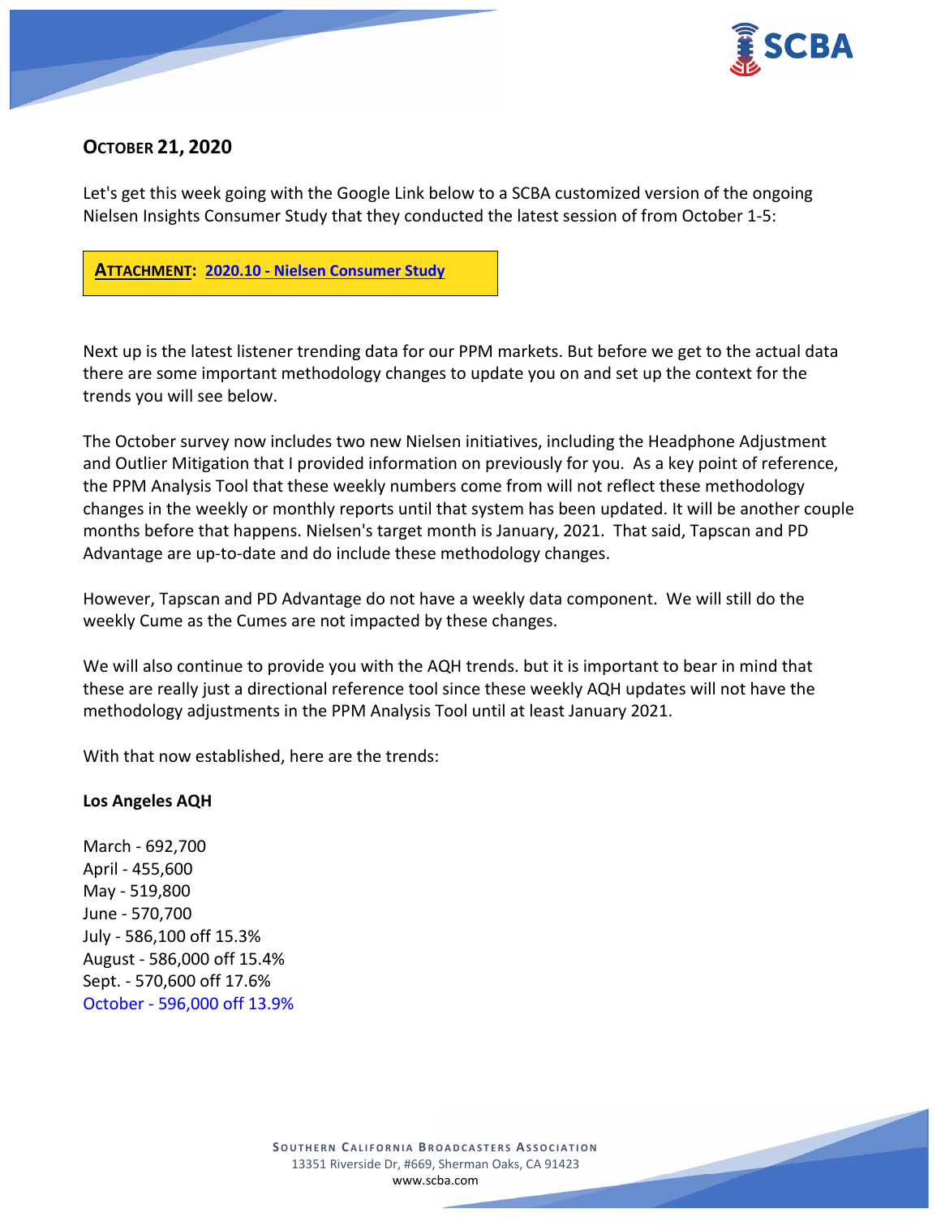## October 21, 2020

Let's get this week going with the Google Link below to a SCBA customized version of the ongoing Nielsen Insights Consumer Study that they conducted the latest session of from October 1-5:

**ATTACHMENT:** **2020.10 - Nielsen Consumer Study**

Next up is the latest listener trending data for our PPM markets. But before we get to the actual data there are some important methodology changes to update you on and set up the context for the trends you will see below.

The October survey now includes two new Nielsen initiatives, including the Headphone Adjustment and Outlier Mitigation that I provided information on previously for you. As a key point of reference, the PPM Analysis Tool that these weekly numbers come from will not reflect these methodology changes in the weekly or monthly reports until that system has been updated. It will be another couple months before that happens. Nielsen's target month is January, 2021. That said, Tapscan and PD Advantage are up-to-date and do include these methodology changes.

However, Tapscan and PD Advantage do not have a weekly data component. We will still do the weekly Cume as the Cumes are not impacted by these changes.

We will also continue to provide you with the AQH trends. but it is important to bear in mind that these are really just a directional reference tool since these weekly AQH updates will not have the methodology adjustments in the PPM Analysis Tool until at least January 2021.

With that now established, here are the trends:

**Los Angeles AQH**

March - 692,700
April - 455,600
May - 519,800
June - 570,700
July - 586,100 off 15.3%
August - 586,000 off 15.4%
Sept. - 570,600 off 17.6%
October - 596,000 off 13.9%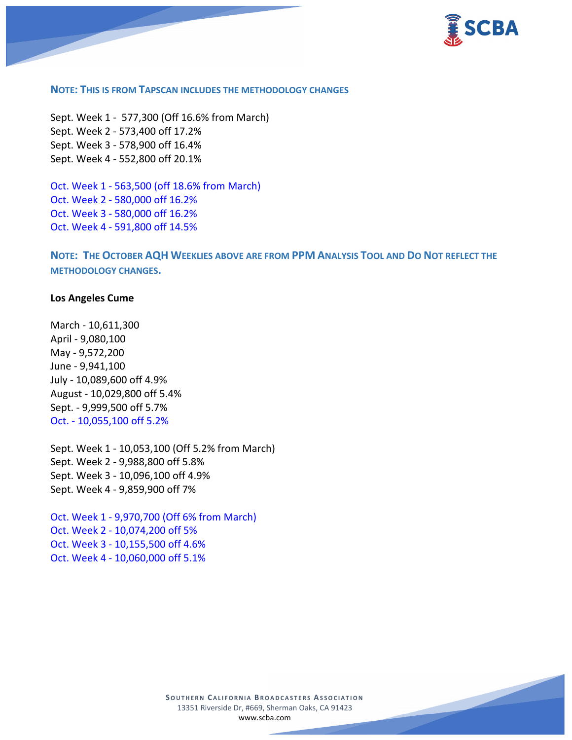**NOTE: THIS IS FROM TAPSCAN INCLUDES THE METHODOLOGY CHANGES**

Sept. Week 1 - 577,300 (Off 16.6% from March)
Sept. Week 2 - 573,400 off 17.2%
Sept. Week 3 - 578,900 off 16.4%
Sept. Week 4 - 552,800 off 20.1%

Oct. Week 1 - 563,500 (off 18.6% from March)
Oct. Week 2 - 580,000 off 16.2%
Oct. Week 3 - 580,000 off 16.2%
Oct. Week 4 - 591,800 off 14.5%

**NOTE: THE OCTOBER AQH WEEKLIES ABOVE ARE FROM PPM ANALYSIS TOOL AND DO NOT REFLECT THE METHODOLOGY CHANGES.**

**Los Angeles Cume**

March - 10,611,300
April - 9,080,100
May - 9,572,200
June - 9,941,100
July - 10,089,600 off 4.9%
August - 10,029,800 off 5.4%
Sept. - 9,999,500 off 5.7%
Oct. - 10,055,100 off 5.2%

Sept. Week 1 - 10,053,100 (Off 5.2% from March)
Sept. Week 2 - 9,988,800 off 5.8%
Sept. Week 3 - 10,096,100 off 4.9%
Sept. Week 4 - 9,859,900 off 7%

Oct. Week 1 - 9,970,700 (Off 6% from March)
Oct. Week 2 - 10,074,200 off 5%
Oct. Week 3 - 10,155,500 off 4.6%
Oct. Week 4 - 10,060,000 off 5.1%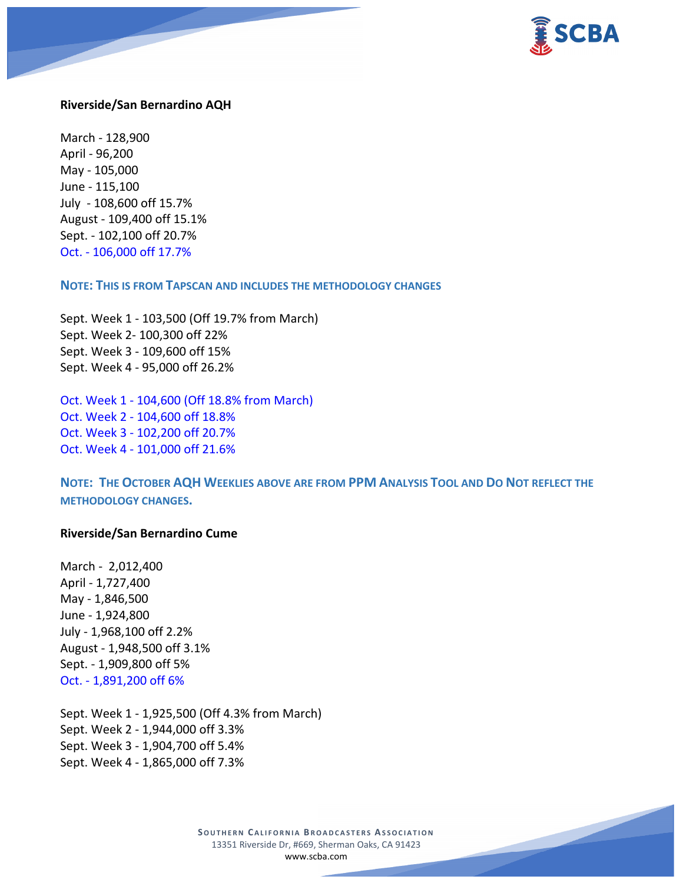**Riverside/San Bernardino AQH**

March - 128,900
April - 96,200
May - 105,000
June - 115,100
July - 108,600 off 15.7%
August - 109,400 off 15.1%
Sept. - 102,100 off 20.7%
Oct. - 106,000 off 17.7%

**NOTE: THIS IS FROM TAPSCAN AND INCLUDES THE METHODOLOGY CHANGES**

Sept. Week 1 - 103,500 (Off 19.7% from March)
Sept. Week 2- 100,300 off 22%
Sept. Week 3 - 109,600 off 15%
Sept. Week 4 - 95,000 off 26.2%

Oct. Week 1 - 104,600 (Off 18.8% from March)
Oct. Week 2 - 104,600 off 18.8%
Oct. Week 3 - 102,200 off 20.7%
Oct. Week 4 - 101,000 off 21.6%

**NOTE: THE OCTOBER AQH WEEKLIES ABOVE ARE FROM PPM ANALYSIS TOOL AND DO NOT REFLECT THE METHODOLOGY CHANGES.**

**Riverside/San Bernardino Cume**

March - 2,012,400
April - 1,727,400
May - 1,846,500
June - 1,924,800
July - 1,968,100 off 2.2%
August - 1,948,500 off 3.1%
Sept. - 1,909,800 off 5%
Oct. - 1,891,200 off 6%

Sept. Week 1 - 1,925,500 (Off 4.3% from March)
Sept. Week 2 - 1,944,000 off 3.3%
Sept. Week 3 - 1,904,700 off 5.4%
Sept. Week 4 - 1,865,000 off 7.3%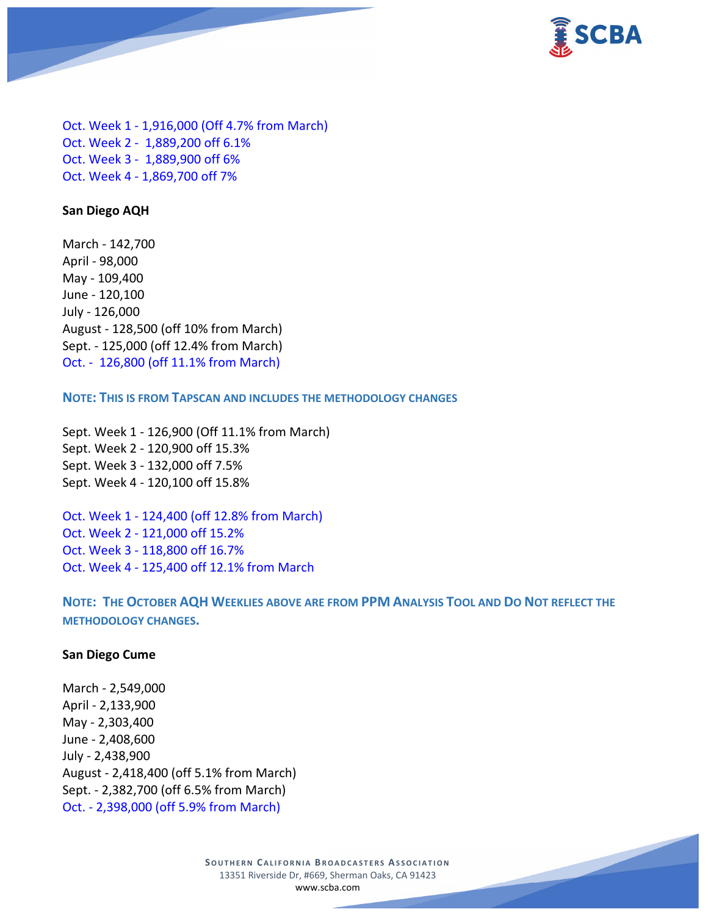Oct. Week 1 - 1,916,000 (Off 4.7% from March)
Oct. Week 2 - 1,889,200 off 6.1%
Oct. Week 3 - 1,889,900 off 6%
Oct. Week 4 - 1,869,700 off 7%

**San Diego AQH**

March - 142,700
April - 98,000
May - 109,400
June - 120,100
July - 126,000
August - 128,500 (off 10% from March)
Sept. - 125,000 (off 12.4% from March)
Oct. - 126,800 (off 11.1% from March)

**NOTE: THIS IS FROM TAPSCAN AND INCLUDES THE METHODOLOGY CHANGES**

Sept. Week 1 - 126,900 (Off 11.1% from March)
Sept. Week 2 - 120,900 off 15.3%
Sept. Week 3 - 132,000 off 7.5%
Sept. Week 4 - 120,100 off 15.8%

Oct. Week 1 - 124,400 (off 12.8% from March)
Oct. Week 2 - 121,000 off 15.2%
Oct. Week 3 - 118,800 off 16.7%
Oct. Week 4 - 125,400 off 12.1% from March

**NOTE: THE OCTOBER AQH WEEKLIES ABOVE ARE FROM PPM ANALYSIS TOOL AND DO NOT REFLECT THE METHODOLOGY CHANGES.**

**San Diego Cume**

March - 2,549,000
April - 2,133,900
May - 2,303,400
June - 2,408,600
July - 2,438,900
August - 2,418,400 (off 5.1% from March)
Sept. - 2,382,700 (off 6.5% from March)
Oct. - 2,398,000 (off 5.9% from March)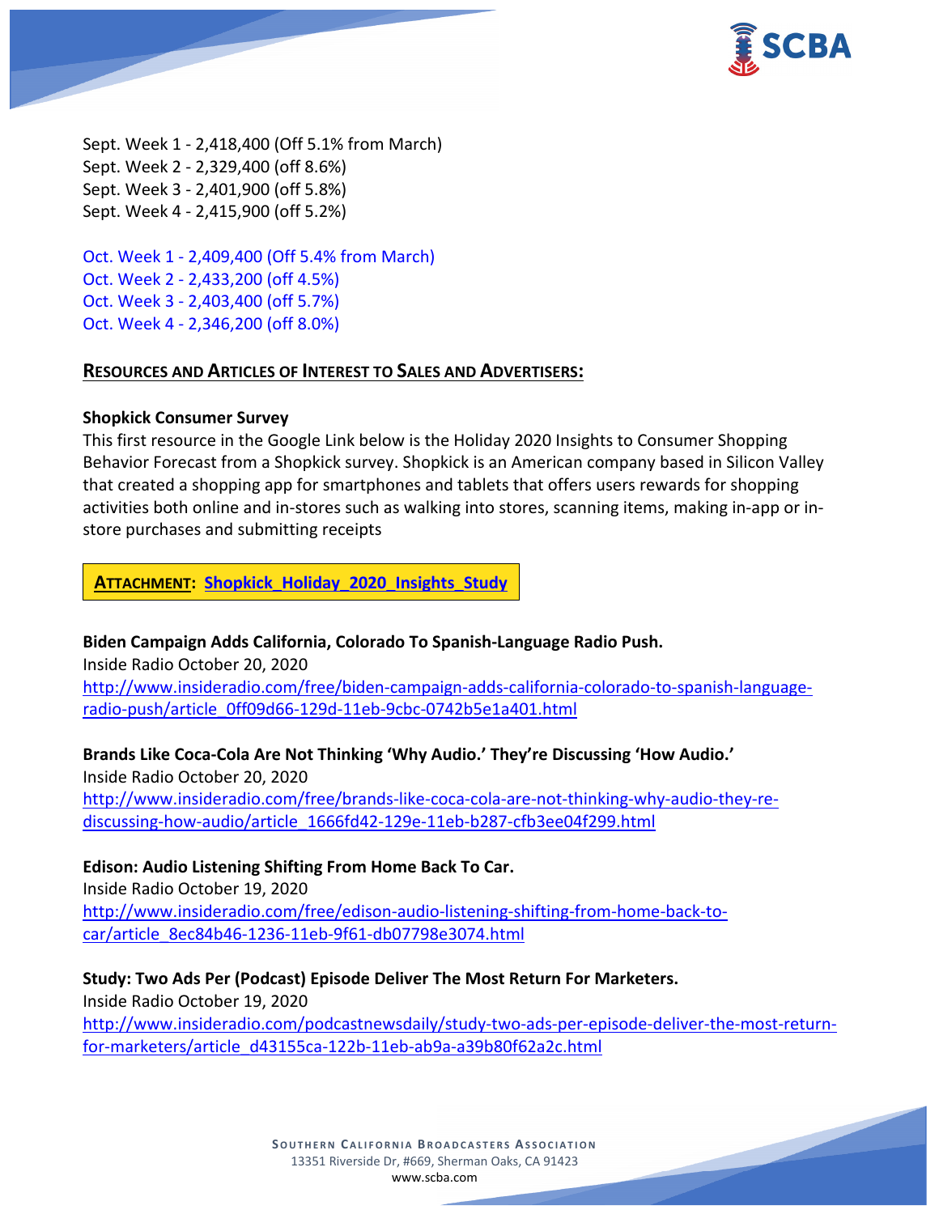Sept. Week 1 - 2,418,400 (Off 5.1% from March)
Sept. Week 2 - 2,329,400 (off 8.6%)
Sept. Week 3 - 2,401,900 (off 5.8%)
Sept. Week 4 - 2,415,900 (off 5.2%)

Oct. Week 1 - 2,409,400 (Off 5.4% from March)
Oct. Week 2 - 2,433,200 (off 4.5%)
Oct. Week 3 - 2,403,400 (off 5.7%)
Oct. Week 4 - 2,346,200 (off 8.0%)

## RESOURCES AND ARTICLES OF INTEREST TO SALES AND ADVERTISERS:

**Shopkick Consumer Survey**
This first resource in the Google Link below is the Holiday 2020 Insights to Consumer Shopping Behavior Forecast from a Shopkick survey. Shopkick is an American company based in Silicon Valley that created a shopping app for smartphones and tablets that offers users rewards for shopping activities both online and in-stores such as walking into stores, scanning items, making in-app or in-store purchases and submitting receipts

**ATTACHMENT: Shopkick_Holiday_2020_Insights_Study**

**Biden Campaign Adds California, Colorado To Spanish-Language Radio Push.**
Inside Radio October 20, 2020
http://www.insideradio.com/free/biden-campaign-adds-california-colorado-to-spanish-language-radio-push/article_0ff09d66-129d-11eb-9cbc-0742b5e1a401.html

**Brands Like Coca-Cola Are Not Thinking 'Why Audio.' They're Discussing 'How Audio.'**
Inside Radio October 20, 2020
http://www.insideradio.com/free/brands-like-coca-cola-are-not-thinking-why-audio-they-re-discussing-how-audio/article_1666fd42-129e-11eb-b287-cfb3ee04f299.html

**Edison: Audio Listening Shifting From Home Back To Car.**
Inside Radio October 19, 2020
http://www.insideradio.com/free/edison-audio-listening-shifting-from-home-back-to-car/article_8ec84b46-1236-11eb-9f61-db07798e3074.html

**Study: Two Ads Per (Podcast) Episode Deliver The Most Return For Marketers.**
Inside Radio October 19, 2020
http://www.insideradio.com/podcastnewsdaily/study-two-ads-per-episode-deliver-the-most-return-for-marketers/article_d43155ca-122b-11eb-ab9a-a39b80f62a2c.html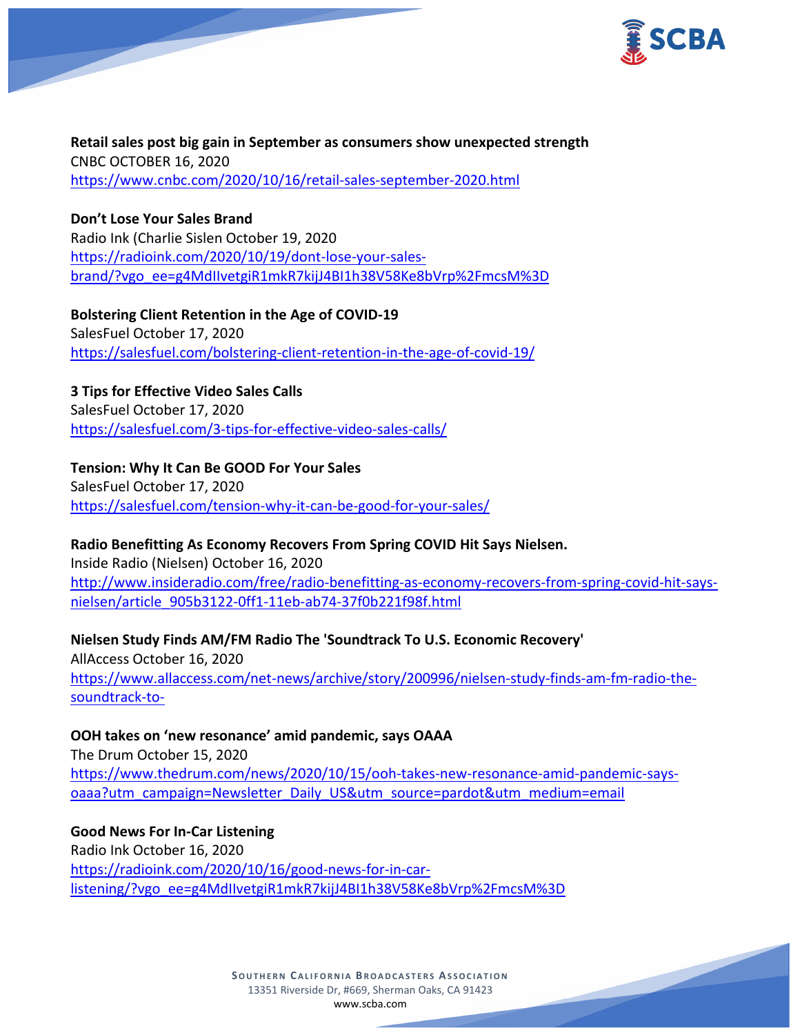**Retail sales post big gain in September as consumers show unexpected strength**
CNBC OCTOBER 16, 2020
https://www.cnbc.com/2020/10/16/retail-sales-september-2020.html

**Don't Lose Your Sales Brand**
Radio Ink (Charlie Sislen October 19, 2020
https://radioink.com/2020/10/19/dont-lose-your-sales-brand/?vgo_ee=g4MdIIvetgiR1mkR7kijJ4BI1h38V58Ke8bVrp%2FmcsM%3D

**Bolstering Client Retention in the Age of COVID-19**
SalesFuel October 17, 2020
https://salesfuel.com/bolstering-client-retention-in-the-age-of-covid-19/

**3 Tips for Effective Video Sales Calls**
SalesFuel October 17, 2020
https://salesfuel.com/3-tips-for-effective-video-sales-calls/

**Tension: Why It Can Be GOOD For Your Sales**
SalesFuel October 17, 2020
https://salesfuel.com/tension-why-it-can-be-good-for-your-sales/

**Radio Benefitting As Economy Recovers From Spring COVID Hit Says Nielsen.**
Inside Radio (Nielsen) October 16, 2020
http://www.insideradio.com/free/radio-benefitting-as-economy-recovers-from-spring-covid-hit-says-nielsen/article_905b3122-0ff1-11eb-ab74-37f0b221f98f.html

**Nielsen Study Finds AM/FM Radio The 'Soundtrack To U.S. Economic Recovery'**
AllAccess October 16, 2020
https://www.allaccess.com/net-news/archive/story/200996/nielsen-study-finds-am-fm-radio-the-soundtrack-to-

**OOH takes on 'new resonance' amid pandemic, says OAAA**
The Drum October 15, 2020
https://www.thedrum.com/news/2020/10/15/ooh-takes-new-resonance-amid-pandemic-says-oaaa?utm_campaign=Newsletter_Daily_US&utm_source=pardot&utm_medium=email

**Good News For In-Car Listening**
Radio Ink October 16, 2020
https://radioink.com/2020/10/16/good-news-for-in-car-listening/?vgo_ee=g4MdIIvetgiR1mkR7kijJ4BI1h38V58Ke8bVrp%2FmcsM%3D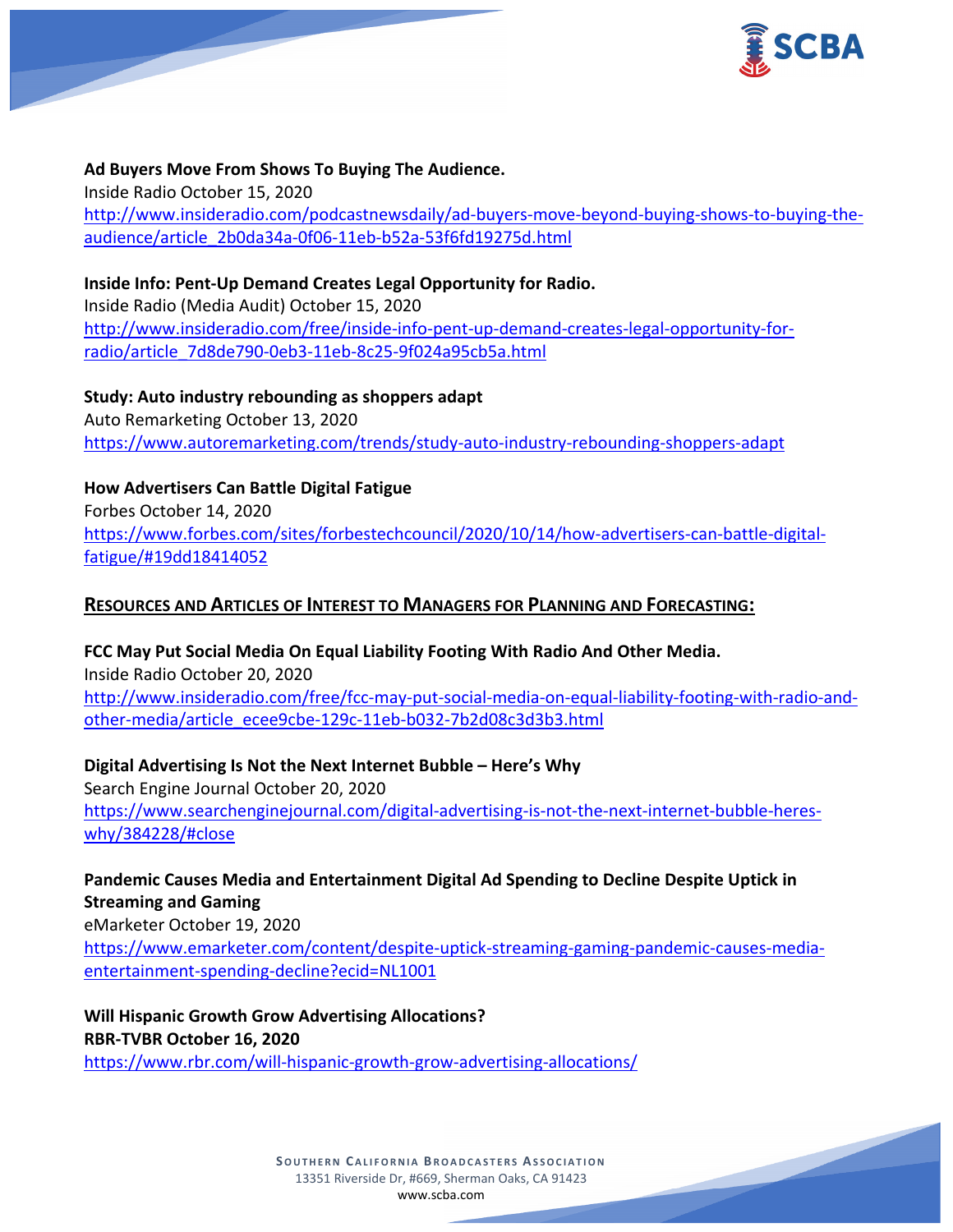**Ad Buyers Move From Shows To Buying The Audience.**
Inside Radio October 15, 2020
[http://www.insideradio.com/podcastnewsdaily/ad-buyers-move-beyond-buying-shows-to-buying-the-audience/article_2b0da34a-0f06-11eb-b52a-53f6fd19275d.html](http://www.insideradio.com/podcastnewsdaily/ad-buyers-move-beyond-buying-shows-to-buying-the-audience/article_2b0da34a-0f06-11eb-b52a-53f6fd19275d.html)

**Inside Info: Pent-Up Demand Creates Legal Opportunity for Radio.**
Inside Radio (Media Audit) October 15, 2020
[http://www.insideradio.com/free/inside-info-pent-up-demand-creates-legal-opportunity-for-radio/article_7d8de790-0eb3-11eb-8c25-9f024a95cb5a.html](http://www.insideradio.com/free/inside-info-pent-up-demand-creates-legal-opportunity-for-radio/article_7d8de790-0eb3-11eb-8c25-9f024a95cb5a.html)

**Study: Auto industry rebounding as shoppers adapt**
Auto Remarketing October 13, 2020
[https://www.autoremarketing.com/trends/study-auto-industry-rebounding-shoppers-adapt](https://www.autoremarketing.com/trends/study-auto-industry-rebounding-shoppers-adapt)

**How Advertisers Can Battle Digital Fatigue**
Forbes October 14, 2020
[https://www.forbes.com/sites/forbestechcouncil/2020/10/14/how-advertisers-can-battle-digital-fatigue/#19dd18414052](https://www.forbes.com/sites/forbestechcouncil/2020/10/14/how-advertisers-can-battle-digital-fatigue/#19dd18414052)

## RESOURCES AND ARTICLES OF INTEREST TO MANAGERS FOR PLANNING AND FORECASTING:

**FCC May Put Social Media On Equal Liability Footing With Radio And Other Media.**
Inside Radio October 20, 2020
[http://www.insideradio.com/free/fcc-may-put-social-media-on-equal-liability-footing-with-radio-and-other-media/article_ecee9cbe-129c-11eb-b032-7b2d08c3d3b3.html](http://www.insideradio.com/free/fcc-may-put-social-media-on-equal-liability-footing-with-radio-and-other-media/article_ecee9cbe-129c-11eb-b032-7b2d08c3d3b3.html)

**Digital Advertising Is Not the Next Internet Bubble – Here's Why**
Search Engine Journal October 20, 2020
[https://www.searchenginejournal.com/digital-advertising-is-not-the-next-internet-bubble-heres-why/384228/#close](https://www.searchenginejournal.com/digital-advertising-is-not-the-next-internet-bubble-heres-why/384228/#close)

**Pandemic Causes Media and Entertainment Digital Ad Spending to Decline Despite Uptick in Streaming and Gaming**
eMarketer October 19, 2020
[https://www.emarketer.com/content/despite-uptick-streaming-gaming-pandemic-causes-media-entertainment-spending-decline?ecid=NL1001](https://www.emarketer.com/content/despite-uptick-streaming-gaming-pandemic-causes-media-entertainment-spending-decline?ecid=NL1001)

**Will Hispanic Growth Grow Advertising Allocations?**
**RBR-TVBR October 16, 2020**
[https://www.rbr.com/will-hispanic-growth-grow-advertising-allocations/](https://www.rbr.com/will-hispanic-growth-grow-advertising-allocations/)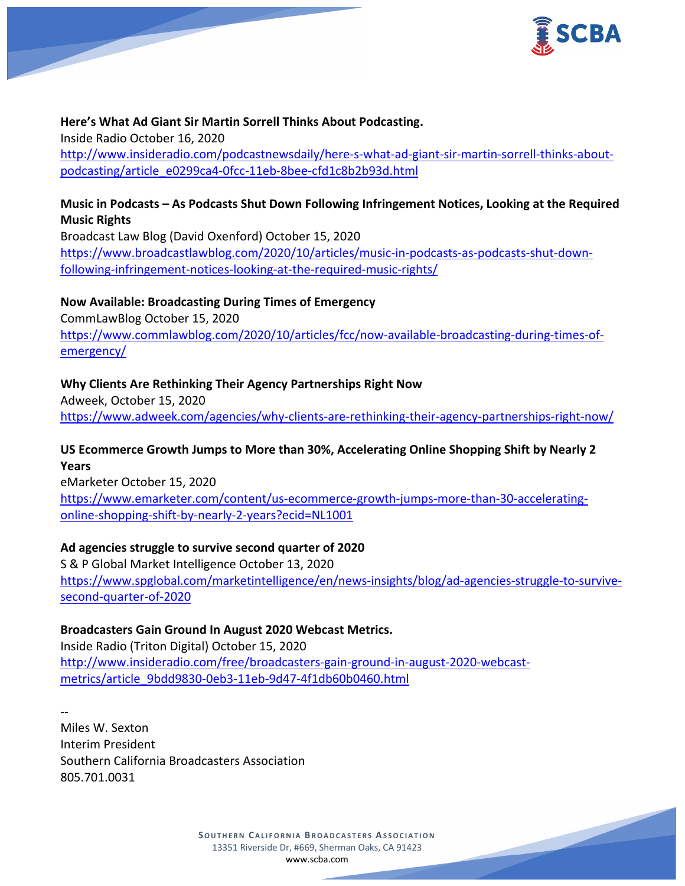**Here's What Ad Giant Sir Martin Sorrell Thinks About Podcasting.**
Inside Radio October 16, 2020
http://www.insideradio.com/podcastnewsdaily/here-s-what-ad-giant-sir-martin-sorrell-thinks-about-podcasting/article_e0299ca4-0fcc-11eb-8bee-cfd1c8b2b93d.html

**Music in Podcasts – As Podcasts Shut Down Following Infringement Notices, Looking at the Required Music Rights**
Broadcast Law Blog (David Oxenford) October 15, 2020
https://www.broadcastlawblog.com/2020/10/articles/music-in-podcasts-as-podcasts-shut-down-following-infringement-notices-looking-at-the-required-music-rights/

**Now Available: Broadcasting During Times of Emergency**
CommLawBlog October 15, 2020
https://www.commlawblog.com/2020/10/articles/fcc/now-available-broadcasting-during-times-of-emergency/

**Why Clients Are Rethinking Their Agency Partnerships Right Now**
Adweek, October 15, 2020
https://www.adweek.com/agencies/why-clients-are-rethinking-their-agency-partnerships-right-now/

**US Ecommerce Growth Jumps to More than 30%, Accelerating Online Shopping Shift by Nearly 2 Years**
eMarketer October 15, 2020
https://www.emarketer.com/content/us-ecommerce-growth-jumps-more-than-30-accelerating-online-shopping-shift-by-nearly-2-years?ecid=NL1001

**Ad agencies struggle to survive second quarter of 2020**
S & P Global Market Intelligence October 13, 2020
https://www.spglobal.com/marketintelligence/en/news-insights/blog/ad-agencies-struggle-to-survive-second-quarter-of-2020

**Broadcasters Gain Ground In August 2020 Webcast Metrics.**
Inside Radio (Triton Digital) October 15, 2020
http://www.insideradio.com/free/broadcasters-gain-ground-in-august-2020-webcast-metrics/article_9bdd9830-0eb3-11eb-9d47-4f1db60b0460.html

--
Miles W. Sexton
Interim President
Southern California Broadcasters Association
805.701.0031